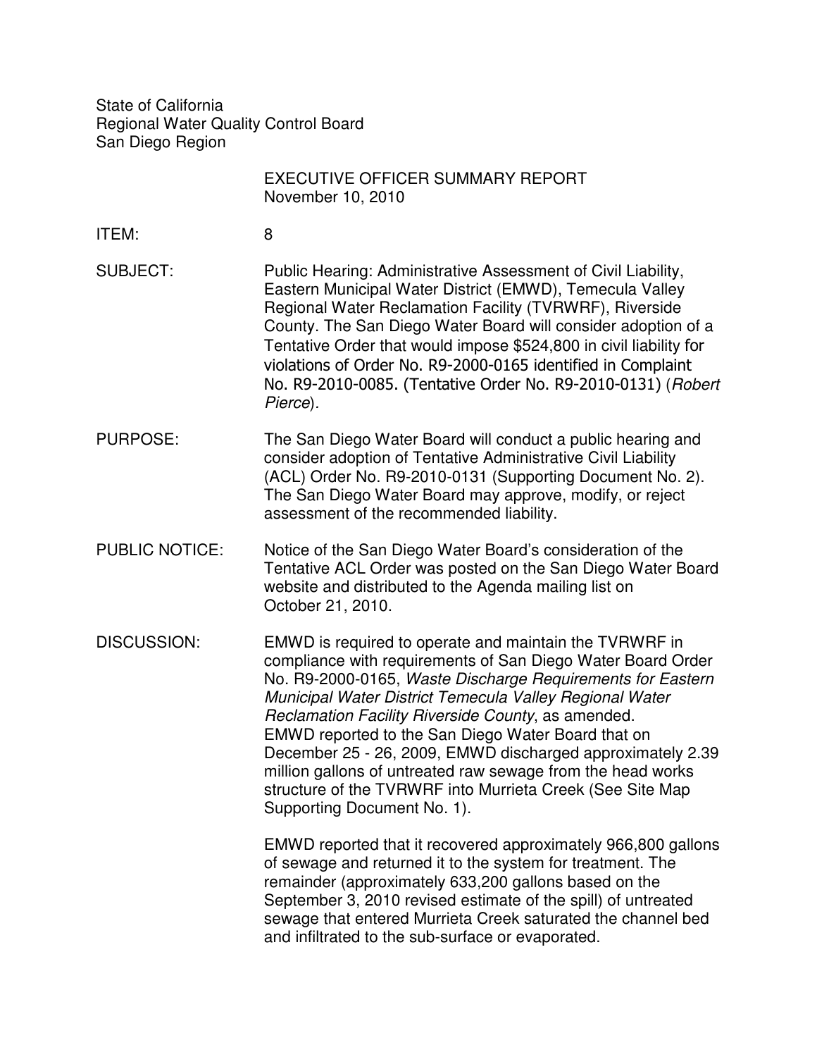State of California
Regional Water Quality Control Board
San Diego Region

EXECUTIVE OFFICER SUMMARY REPORT
November 10, 2010

**ITEM:** 8

**SUBJECT:** Public Hearing: Administrative Assessment of Civil Liability, Eastern Municipal Water District (EMWD), Temecula Valley Regional Water Reclamation Facility (TVRWRF), Riverside County. The San Diego Water Board will consider adoption of a Tentative Order that would impose $524,800 in civil liability for violations of Order No. R9-2000-0165 identified in Complaint No. R9-2010-0085. (Tentative Order No. R9-2010-0131) (*Robert Pierce*).

**PURPOSE:** The San Diego Water Board will conduct a public hearing and consider adoption of Tentative Administrative Civil Liability (ACL) Order No. R9-2010-0131 (Supporting Document No. 2). The San Diego Water Board may approve, modify, or reject assessment of the recommended liability.

**PUBLIC NOTICE:** Notice of the San Diego Water Board's consideration of the Tentative ACL Order was posted on the San Diego Water Board website and distributed to the Agenda mailing list on October 21, 2010.

**DISCUSSION:** EMWD is required to operate and maintain the TVRWRF in compliance with requirements of San Diego Water Board Order No. R9-2000-0165, *Waste Discharge Requirements for Eastern Municipal Water District Temecula Valley Regional Water Reclamation Facility Riverside County*, as amended. EMWD reported to the San Diego Water Board that on December 25 - 26, 2009, EMWD discharged approximately 2.39 million gallons of untreated raw sewage from the head works structure of the TVRWRF into Murrieta Creek (See Site Map Supporting Document No. 1).

EMWD reported that it recovered approximately 966,800 gallons of sewage and returned it to the system for treatment. The remainder (approximately 633,200 gallons based on the September 3, 2010 revised estimate of the spill) of untreated sewage that entered Murrieta Creek saturated the channel bed and infiltrated to the sub-surface or evaporated.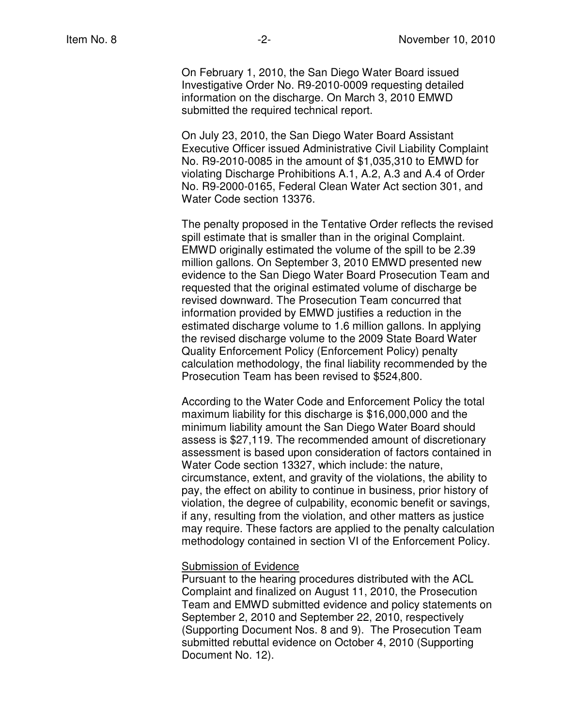On February 1, 2010, the San Diego Water Board issued Investigative Order No. R9-2010-0009 requesting detailed information on the discharge. On March 3, 2010 EMWD submitted the required technical report.

On July 23, 2010, the San Diego Water Board Assistant Executive Officer issued Administrative Civil Liability Complaint No. R9-2010-0085 in the amount of $1,035,310 to EMWD for violating Discharge Prohibitions A.1, A.2, A.3 and A.4 of Order No. R9-2000-0165, Federal Clean Water Act section 301, and Water Code section 13376.

The penalty proposed in the Tentative Order reflects the revised spill estimate that is smaller than in the original Complaint. EMWD originally estimated the volume of the spill to be 2.39 million gallons. On September 3, 2010 EMWD presented new evidence to the San Diego Water Board Prosecution Team and requested that the original estimated volume of discharge be revised downward. The Prosecution Team concurred that information provided by EMWD justifies a reduction in the estimated discharge volume to 1.6 million gallons. In applying the revised discharge volume to the 2009 State Board Water Quality Enforcement Policy (Enforcement Policy) penalty calculation methodology, the final liability recommended by the Prosecution Team has been revised to $524,800.

According to the Water Code and Enforcement Policy the total maximum liability for this discharge is $16,000,000 and the minimum liability amount the San Diego Water Board should assess is $27,119. The recommended amount of discretionary assessment is based upon consideration of factors contained in Water Code section 13327, which include: the nature, circumstance, extent, and gravity of the violations, the ability to pay, the effect on ability to continue in business, prior history of violation, the degree of culpability, economic benefit or savings, if any, resulting from the violation, and other matters as justice may require. These factors are applied to the penalty calculation methodology contained in section VI of the Enforcement Policy.

Submission of Evidence

Pursuant to the hearing procedures distributed with the ACL Complaint and finalized on August 11, 2010, the Prosecution Team and EMWD submitted evidence and policy statements on September 2, 2010 and September 22, 2010, respectively (Supporting Document Nos. 8 and 9). The Prosecution Team submitted rebuttal evidence on October 4, 2010 (Supporting Document No. 12).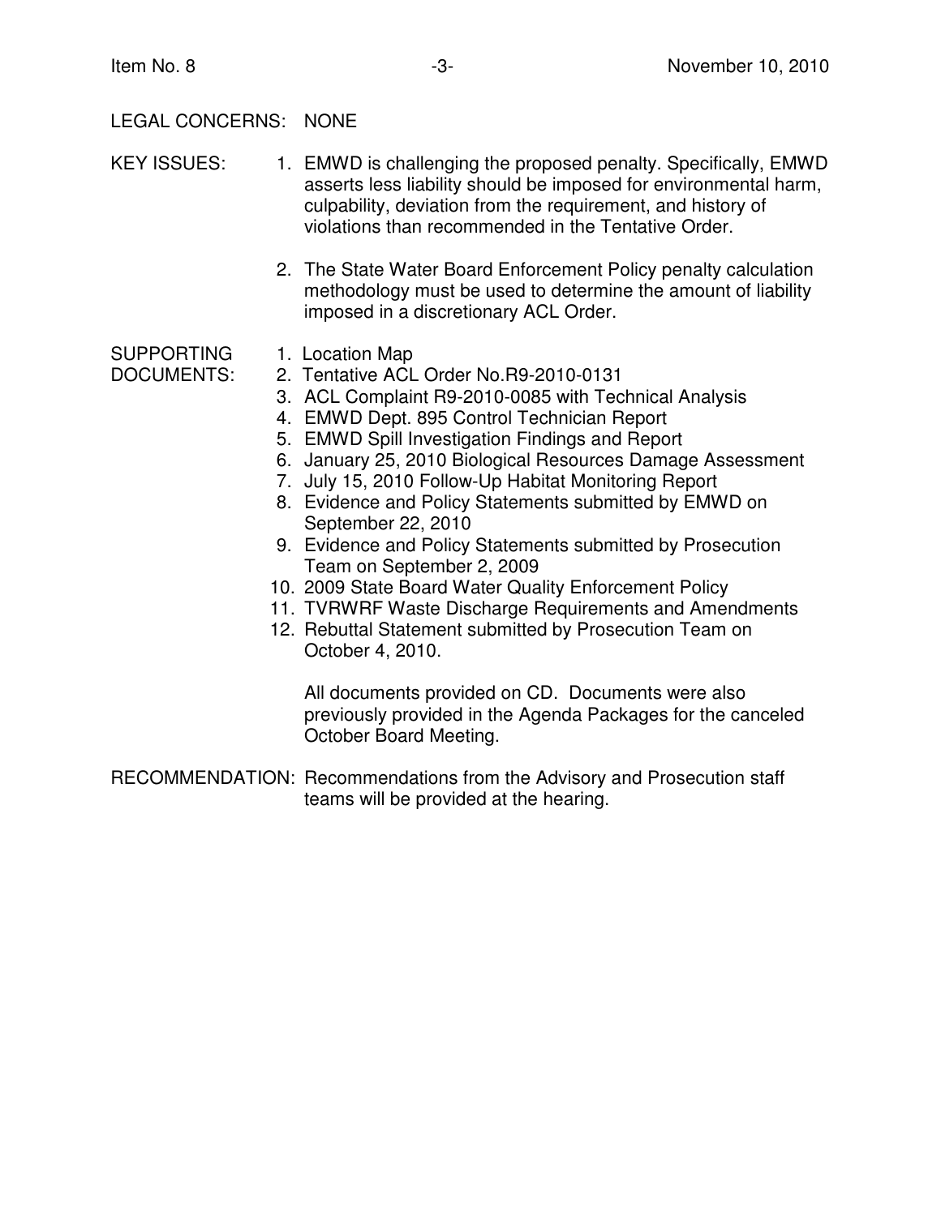LEGAL CONCERNS: NONE

KEY ISSUES:

1. EMWD is challenging the proposed penalty. Specifically, EMWD asserts less liability should be imposed for environmental harm, culpability, deviation from the requirement, and history of violations than recommended in the Tentative Order.
2. The State Water Board Enforcement Policy penalty calculation methodology must be used to determine the amount of liability imposed in a discretionary ACL Order.

SUPPORTING DOCUMENTS:

1. Location Map
2. Tentative ACL Order No.R9-2010-0131
3. ACL Complaint R9-2010-0085 with Technical Analysis
4. EMWD Dept. 895 Control Technician Report
5. EMWD Spill Investigation Findings and Report
6. January 25, 2010 Biological Resources Damage Assessment
7. July 15, 2010 Follow-Up Habitat Monitoring Report
8. Evidence and Policy Statements submitted by EMWD on September 22, 2010
9. Evidence and Policy Statements submitted by Prosecution Team on September 2, 2009
10. 2009 State Board Water Quality Enforcement Policy
11. TVRWRF Waste Discharge Requirements and Amendments
12. Rebuttal Statement submitted by Prosecution Team on October 4, 2010.

All documents provided on CD. Documents were also previously provided in the Agenda Packages for the canceled October Board Meeting.

RECOMMENDATION: Recommendations from the Advisory and Prosecution staff teams will be provided at the hearing.